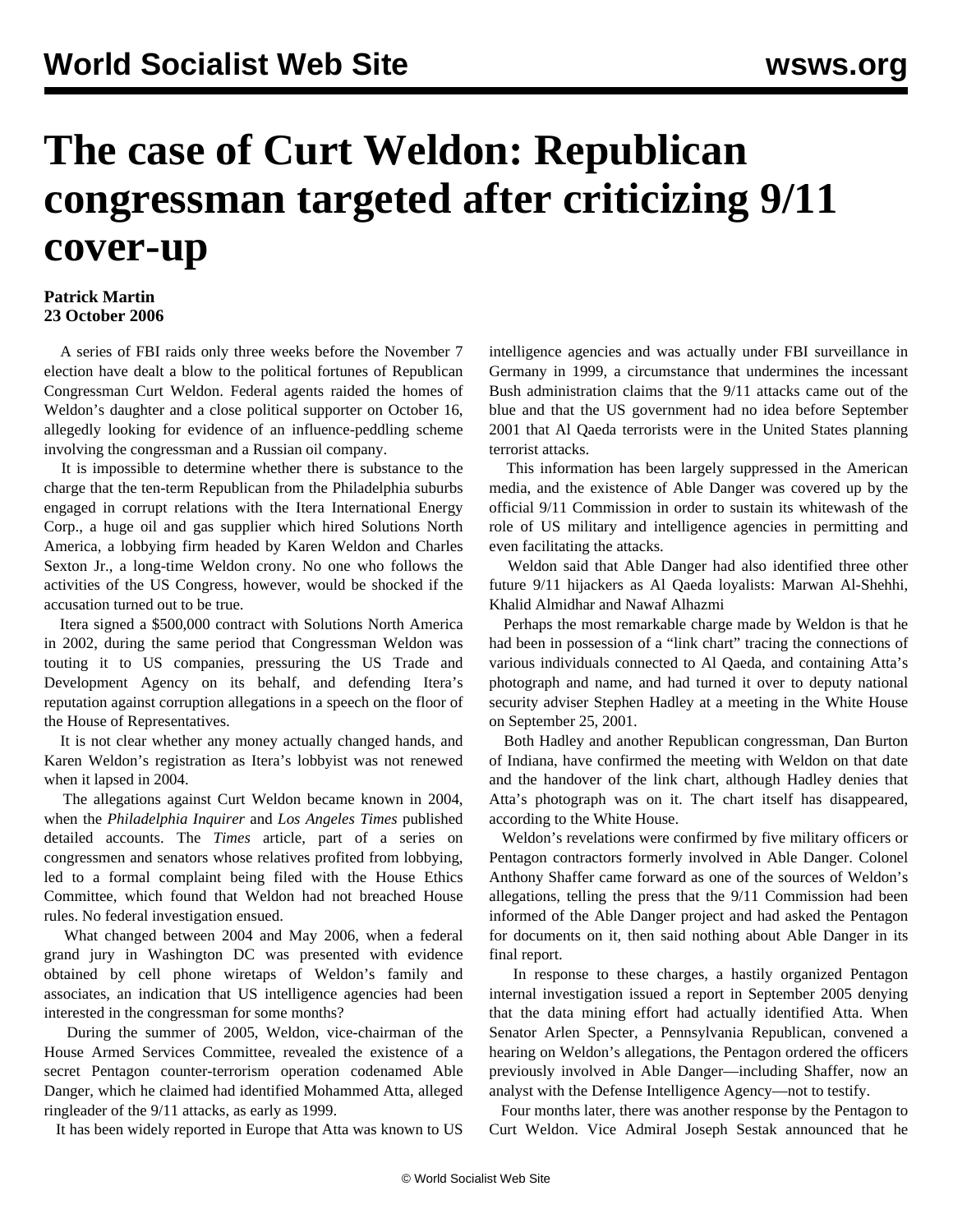# The case of Curt Weldon: Republican congressman targeted after criticizing 9/11 cover-up

**Patrick Martin**
**23 October 2006**

A series of FBI raids only three weeks before the November 7 election have dealt a blow to the political fortunes of Republican Congressman Curt Weldon. Federal agents raided the homes of Weldon's daughter and a close political supporter on October 16, allegedly looking for evidence of an influence-peddling scheme involving the congressman and a Russian oil company.

It is impossible to determine whether there is substance to the charge that the ten-term Republican from the Philadelphia suburbs engaged in corrupt relations with the Itera International Energy Corp., a huge oil and gas supplier which hired Solutions North America, a lobbying firm headed by Karen Weldon and Charles Sexton Jr., a long-time Weldon crony. No one who follows the activities of the US Congress, however, would be shocked if the accusation turned out to be true.

Itera signed a $500,000 contract with Solutions North America in 2002, during the same period that Congressman Weldon was touting it to US companies, pressuring the US Trade and Development Agency on its behalf, and defending Itera's reputation against corruption allegations in a speech on the floor of the House of Representatives.

It is not clear whether any money actually changed hands, and Karen Weldon's registration as Itera's lobbyist was not renewed when it lapsed in 2004.

The allegations against Curt Weldon became known in 2004, when the *Philadelphia Inquirer* and *Los Angeles Times* published detailed accounts. The *Times* article, part of a series on congressmen and senators whose relatives profited from lobbying, led to a formal complaint being filed with the House Ethics Committee, which found that Weldon had not breached House rules. No federal investigation ensued.

What changed between 2004 and May 2006, when a federal grand jury in Washington DC was presented with evidence obtained by cell phone wiretaps of Weldon's family and associates, an indication that US intelligence agencies had been interested in the congressman for some months?

During the summer of 2005, Weldon, vice-chairman of the House Armed Services Committee, revealed the existence of a secret Pentagon counter-terrorism operation codenamed Able Danger, which he claimed had identified Mohammed Atta, alleged ringleader of the 9/11 attacks, as early as 1999.

It has been widely reported in Europe that Atta was known to US intelligence agencies and was actually under FBI surveillance in Germany in 1999, a circumstance that undermines the incessant Bush administration claims that the 9/11 attacks came out of the blue and that the US government had no idea before September 2001 that Al Qaeda terrorists were in the United States planning terrorist attacks.

This information has been largely suppressed in the American media, and the existence of Able Danger was covered up by the official 9/11 Commission in order to sustain its whitewash of the role of US military and intelligence agencies in permitting and even facilitating the attacks.

Weldon said that Able Danger had also identified three other future 9/11 hijackers as Al Qaeda loyalists: Marwan Al-Shehhi, Khalid Almidhar and Nawaf Alhazmi

Perhaps the most remarkable charge made by Weldon is that he had been in possession of a "link chart" tracing the connections of various individuals connected to Al Qaeda, and containing Atta's photograph and name, and had turned it over to deputy national security adviser Stephen Hadley at a meeting in the White House on September 25, 2001.

Both Hadley and another Republican congressman, Dan Burton of Indiana, have confirmed the meeting with Weldon on that date and the handover of the link chart, although Hadley denies that Atta's photograph was on it. The chart itself has disappeared, according to the White House.

Weldon's revelations were confirmed by five military officers or Pentagon contractors formerly involved in Able Danger. Colonel Anthony Shaffer came forward as one of the sources of Weldon's allegations, telling the press that the 9/11 Commission had been informed of the Able Danger project and had asked the Pentagon for documents on it, then said nothing about Able Danger in its final report.

In response to these charges, a hastily organized Pentagon internal investigation issued a report in September 2005 denying that the data mining effort had actually identified Atta. When Senator Arlen Specter, a Pennsylvania Republican, convened a hearing on Weldon's allegations, the Pentagon ordered the officers previously involved in Able Danger—including Shaffer, now an analyst with the Defense Intelligence Agency—not to testify.

Four months later, there was another response by the Pentagon to Curt Weldon. Vice Admiral Joseph Sestak announced that he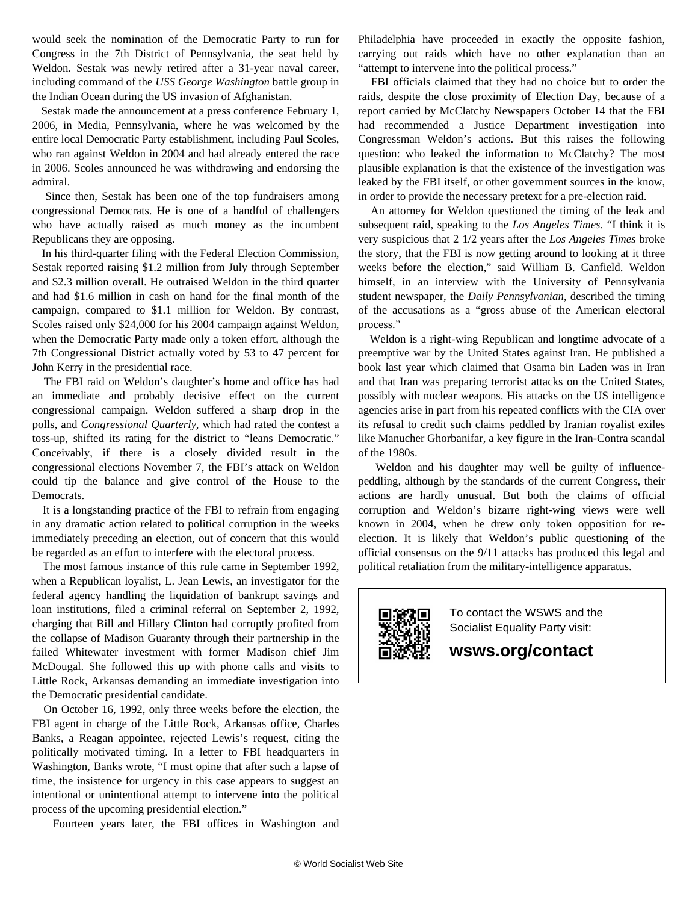would seek the nomination of the Democratic Party to run for Congress in the 7th District of Pennsylvania, the seat held by Weldon. Sestak was newly retired after a 31-year naval career, including command of the *USS George Washington* battle group in the Indian Ocean during the US invasion of Afghanistan.

Sestak made the announcement at a press conference February 1, 2006, in Media, Pennsylvania, where he was welcomed by the entire local Democratic Party establishment, including Paul Scoles, who ran against Weldon in 2004 and had already entered the race in 2006. Scoles announced he was withdrawing and endorsing the admiral.

Since then, Sestak has been one of the top fundraisers among congressional Democrats. He is one of a handful of challengers who have actually raised as much money as the incumbent Republicans they are opposing.

In his third-quarter filing with the Federal Election Commission, Sestak reported raising $1.2 million from July through September and $2.3 million overall. He outraised Weldon in the third quarter and had $1.6 million in cash on hand for the final month of the campaign, compared to $1.1 million for Weldon. By contrast, Scoles raised only $24,000 for his 2004 campaign against Weldon, when the Democratic Party made only a token effort, although the 7th Congressional District actually voted by 53 to 47 percent for John Kerry in the presidential race.

The FBI raid on Weldon's daughter's home and office has had an immediate and probably decisive effect on the current congressional campaign. Weldon suffered a sharp drop in the polls, and *Congressional Quarterly*, which had rated the contest a toss-up, shifted its rating for the district to "leans Democratic." Conceivably, if there is a closely divided result in the congressional elections November 7, the FBI's attack on Weldon could tip the balance and give control of the House to the Democrats.

It is a longstanding practice of the FBI to refrain from engaging in any dramatic action related to political corruption in the weeks immediately preceding an election, out of concern that this would be regarded as an effort to interfere with the electoral process.

The most famous instance of this rule came in September 1992, when a Republican loyalist, L. Jean Lewis, an investigator for the federal agency handling the liquidation of bankrupt savings and loan institutions, filed a criminal referral on September 2, 1992, charging that Bill and Hillary Clinton had corruptly profited from the collapse of Madison Guaranty through their partnership in the failed Whitewater investment with former Madison chief Jim McDougal. She followed this up with phone calls and visits to Little Rock, Arkansas demanding an immediate investigation into the Democratic presidential candidate.

On October 16, 1992, only three weeks before the election, the FBI agent in charge of the Little Rock, Arkansas office, Charles Banks, a Reagan appointee, rejected Lewis's request, citing the politically motivated timing. In a letter to FBI headquarters in Washington, Banks wrote, "I must opine that after such a lapse of time, the insistence for urgency in this case appears to suggest an intentional or unintentional attempt to intervene into the political process of the upcoming presidential election."

Fourteen years later, the FBI offices in Washington and Philadelphia have proceeded in exactly the opposite fashion, carrying out raids which have no other explanation than an "attempt to intervene into the political process."

FBI officials claimed that they had no choice but to order the raids, despite the close proximity of Election Day, because of a report carried by McClatchy Newspapers October 14 that the FBI had recommended a Justice Department investigation into Congressman Weldon's actions. But this raises the following question: who leaked the information to McClatchy? The most plausible explanation is that the existence of the investigation was leaked by the FBI itself, or other government sources in the know, in order to provide the necessary pretext for a pre-election raid.

An attorney for Weldon questioned the timing of the leak and subsequent raid, speaking to the *Los Angeles Times*. "I think it is very suspicious that 2 1/2 years after the *Los Angeles Times* broke the story, that the FBI is now getting around to looking at it three weeks before the election," said William B. Canfield. Weldon himself, in an interview with the University of Pennsylvania student newspaper, the *Daily Pennsylvanian*, described the timing of the accusations as a "gross abuse of the American electoral process."

Weldon is a right-wing Republican and longtime advocate of a preemptive war by the United States against Iran. He published a book last year which claimed that Osama bin Laden was in Iran and that Iran was preparing terrorist attacks on the United States, possibly with nuclear weapons. His attacks on the US intelligence agencies arise in part from his repeated conflicts with the CIA over its refusal to credit such claims peddled by Iranian royalist exiles like Manucher Ghorbanifar, a key figure in the Iran-Contra scandal of the 1980s.

Weldon and his daughter may well be guilty of influence-peddling, although by the standards of the current Congress, their actions are hardly unusual. But both the claims of official corruption and Weldon's bizarre right-wing views were well known in 2004, when he drew only token opposition for re-election. It is likely that Weldon's public questioning of the official consensus on the 9/11 attacks has produced this legal and political retaliation from the military-intelligence apparatus.

To contact the WSWS and the Socialist Equality Party visit:

**wsws.org/contact**